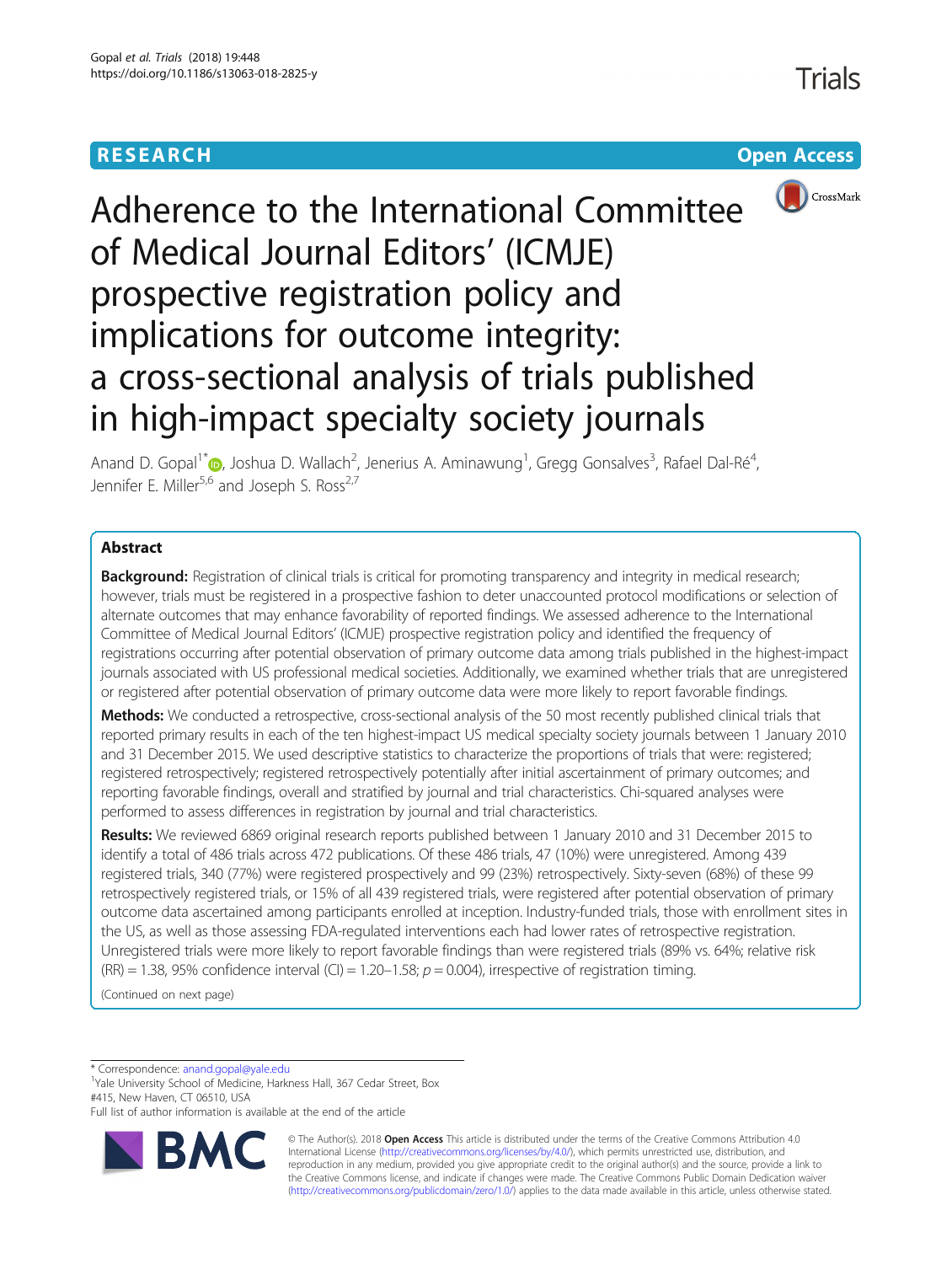RESEARCH

Open Access

# Adherence to the International Committee of Medical Journal Editors' (ICMJE) prospective registration policy and implications for outcome integrity: a cross-sectional analysis of trials published in high-impact specialty society journals

Anand D. Gopal[1*], Joshua D. Wallach[2], Jenerius A. Aminawung[1], Gregg Gonsalves[3], Rafael Dal-Ré[4], Jennifer E. Miller[5,6] and Joseph S. Ross[2,7]

## Abstract

**Background:** Registration of clinical trials is critical for promoting transparency and integrity in medical research; however, trials must be registered in a prospective fashion to deter unaccounted protocol modifications or selection of alternate outcomes that may enhance favorability of reported findings. We assessed adherence to the International Committee of Medical Journal Editors' (ICMJE) prospective registration policy and identified the frequency of registrations occurring after potential observation of primary outcome data among trials published in the highest-impact journals associated with US professional medical societies. Additionally, we examined whether trials that are unregistered or registered after potential observation of primary outcome data were more likely to report favorable findings.

**Methods:** We conducted a retrospective, cross-sectional analysis of the 50 most recently published clinical trials that reported primary results in each of the ten highest-impact US medical specialty society journals between 1 January 2010 and 31 December 2015. We used descriptive statistics to characterize the proportions of trials that were: registered; registered retrospectively; registered retrospectively potentially after initial ascertainment of primary outcomes; and reporting favorable findings, overall and stratified by journal and trial characteristics. Chi-squared analyses were performed to assess differences in registration by journal and trial characteristics.

**Results:** We reviewed 6869 original research reports published between 1 January 2010 and 31 December 2015 to identify a total of 486 trials across 472 publications. Of these 486 trials, 47 (10%) were unregistered. Among 439 registered trials, 340 (77%) were registered prospectively and 99 (23%) retrospectively. Sixty-seven (68%) of these 99 retrospectively registered trials, or 15% of all 439 registered trials, were registered after potential observation of primary outcome data ascertained among participants enrolled at inception. Industry-funded trials, those with enrollment sites in the US, as well as those assessing FDA-regulated interventions each had lower rates of retrospective registration. Unregistered trials were more likely to report favorable findings than were registered trials (89% vs. 64%; relative risk (RR) = 1.38, 95% confidence interval (CI) = 1.20–1.58; $p = 0.004$), irrespective of registration timing.

(Continued on next page)

* Correspondence: anand.gopal@yale.edu
[1]Yale University School of Medicine, Harkness Hall, 367 Cedar Street, Box #415, New Haven, CT 06510, USA
Full list of author information is available at the end of the article

© The Author(s). 2018 **Open Access** This article is distributed under the terms of the Creative Commons Attribution 4.0 International License (http://creativecommons.org/licenses/by/4.0/), which permits unrestricted use, distribution, and reproduction in any medium, provided you give appropriate credit to the original author(s) and the source, provide a link to the Creative Commons license, and indicate if changes were made. The Creative Commons Public Domain Dedication waiver (http://creativecommons.org/publicdomain/zero/1.0/) applies to the data made available in this article, unless otherwise stated.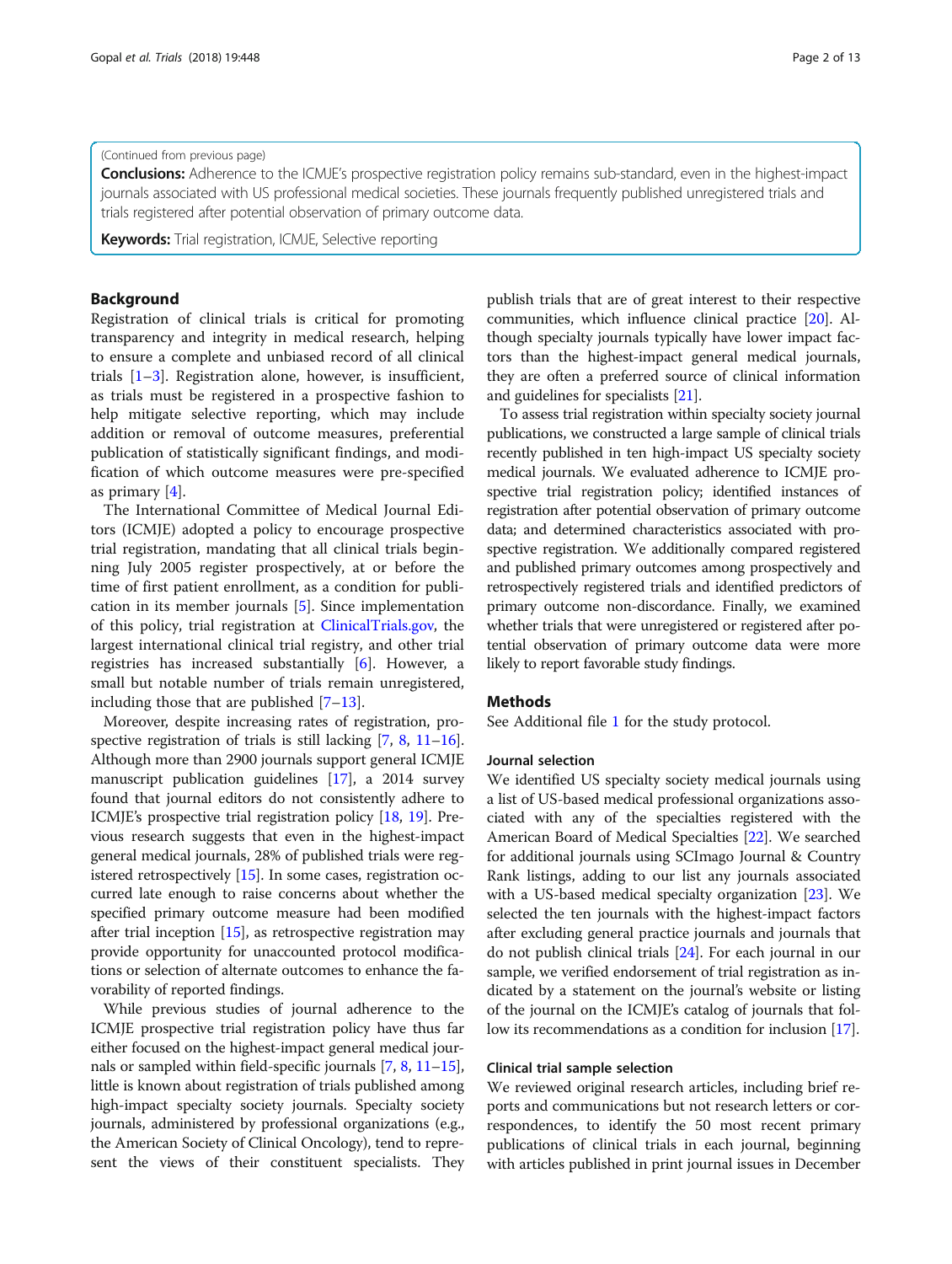(Continued from previous page)

**Conclusions:** Adherence to the ICMJE's prospective registration policy remains sub-standard, even in the highest-impact journals associated with US professional medical societies. These journals frequently published unregistered trials and trials registered after potential observation of primary outcome data.

**Keywords:** Trial registration, ICMJE, Selective reporting

## Background

Registration of clinical trials is critical for promoting transparency and integrity in medical research, helping to ensure a complete and unbiased record of all clinical trials [1–3]. Registration alone, however, is insufficient, as trials must be registered in a prospective fashion to help mitigate selective reporting, which may include addition or removal of outcome measures, preferential publication of statistically significant findings, and modification of which outcome measures were pre-specified as primary [4].

The International Committee of Medical Journal Editors (ICMJE) adopted a policy to encourage prospective trial registration, mandating that all clinical trials beginning July 2005 register prospectively, at or before the time of first patient enrollment, as a condition for publication in its member journals [5]. Since implementation of this policy, trial registration at ClinicalTrials.gov, the largest international clinical trial registry, and other trial registries has increased substantially [6]. However, a small but notable number of trials remain unregistered, including those that are published [7–13].

Moreover, despite increasing rates of registration, prospective registration of trials is still lacking [7, 8, 11–16]. Although more than 2900 journals support general ICMJE manuscript publication guidelines [17], a 2014 survey found that journal editors do not consistently adhere to ICMJE's prospective trial registration policy [18, 19]. Previous research suggests that even in the highest-impact general medical journals, 28% of published trials were registered retrospectively [15]. In some cases, registration occurred late enough to raise concerns about whether the specified primary outcome measure had been modified after trial inception [15], as retrospective registration may provide opportunity for unaccounted protocol modifications or selection of alternate outcomes to enhance the favorability of reported findings.

While previous studies of journal adherence to the ICMJE prospective trial registration policy have thus far either focused on the highest-impact general medical journals or sampled within field-specific journals [7, 8, 11–15], little is known about registration of trials published among high-impact specialty society journals. Specialty society journals, administered by professional organizations (e.g., the American Society of Clinical Oncology), tend to represent the views of their constituent specialists. They publish trials that are of great interest to their respective communities, which influence clinical practice [20]. Although specialty journals typically have lower impact factors than the highest-impact general medical journals, they are often a preferred source of clinical information and guidelines for specialists [21].

To assess trial registration within specialty society journal publications, we constructed a large sample of clinical trials recently published in ten high-impact US specialty society medical journals. We evaluated adherence to ICMJE prospective trial registration policy; identified instances of registration after potential observation of primary outcome data; and determined characteristics associated with prospective registration. We additionally compared registered and published primary outcomes among prospectively and retrospectively registered trials and identified predictors of primary outcome non-discordance. Finally, we examined whether trials that were unregistered or registered after potential observation of primary outcome data were more likely to report favorable study findings.

## Methods

See Additional file 1 for the study protocol.

### Journal selection

We identified US specialty society medical journals using a list of US-based medical professional organizations associated with any of the specialties registered with the American Board of Medical Specialties [22]. We searched for additional journals using SCImago Journal & Country Rank listings, adding to our list any journals associated with a US-based medical specialty organization [23]. We selected the ten journals with the highest-impact factors after excluding general practice journals and journals that do not publish clinical trials [24]. For each journal in our sample, we verified endorsement of trial registration as indicated by a statement on the journal's website or listing of the journal on the ICMJE's catalog of journals that follow its recommendations as a condition for inclusion [17].

### Clinical trial sample selection

We reviewed original research articles, including brief reports and communications but not research letters or correspondences, to identify the 50 most recent primary publications of clinical trials in each journal, beginning with articles published in print journal issues in December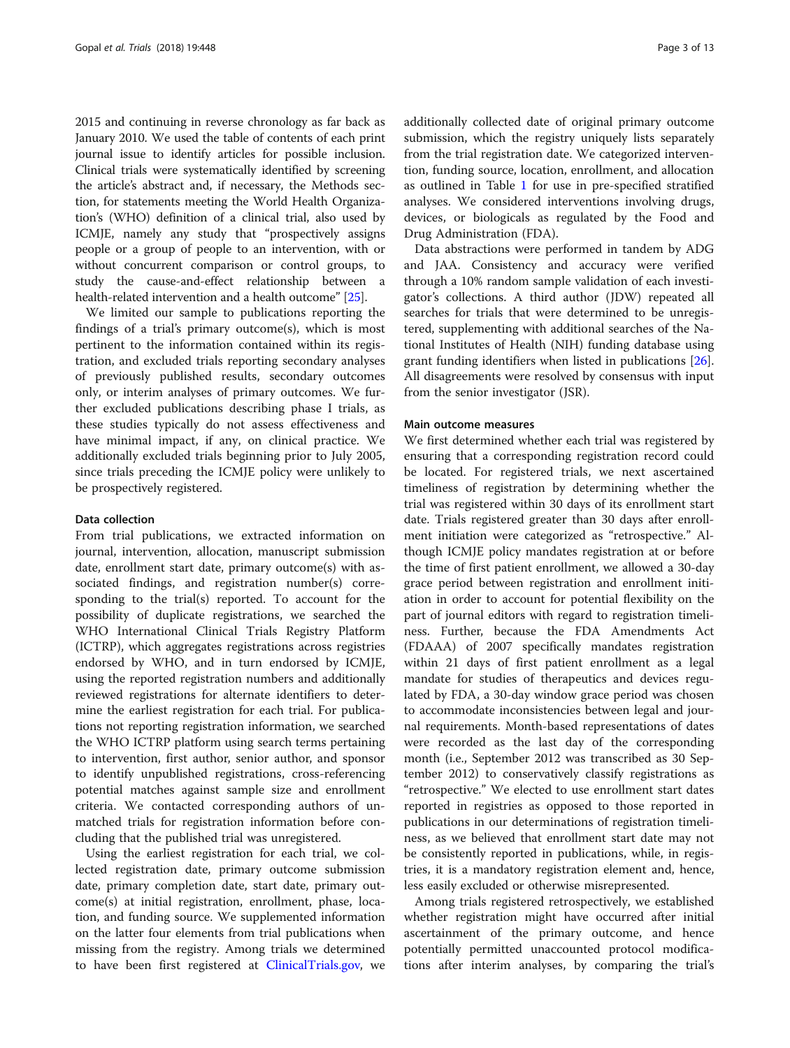2015 and continuing in reverse chronology as far back as January 2010. We used the table of contents of each print journal issue to identify articles for possible inclusion. Clinical trials were systematically identified by screening the article's abstract and, if necessary, the Methods section, for statements meeting the World Health Organization's (WHO) definition of a clinical trial, also used by ICMJE, namely any study that "prospectively assigns people or a group of people to an intervention, with or without concurrent comparison or control groups, to study the cause-and-effect relationship between a health-related intervention and a health outcome" [25].

We limited our sample to publications reporting the findings of a trial's primary outcome(s), which is most pertinent to the information contained within its registration, and excluded trials reporting secondary analyses of previously published results, secondary outcomes only, or interim analyses of primary outcomes. We further excluded publications describing phase I trials, as these studies typically do not assess effectiveness and have minimal impact, if any, on clinical practice. We additionally excluded trials beginning prior to July 2005, since trials preceding the ICMJE policy were unlikely to be prospectively registered.

### Data collection

From trial publications, we extracted information on journal, intervention, allocation, manuscript submission date, enrollment start date, primary outcome(s) with associated findings, and registration number(s) corresponding to the trial(s) reported. To account for the possibility of duplicate registrations, we searched the WHO International Clinical Trials Registry Platform (ICTRP), which aggregates registrations across registries endorsed by WHO, and in turn endorsed by ICMJE, using the reported registration numbers and additionally reviewed registrations for alternate identifiers to determine the earliest registration for each trial. For publications not reporting registration information, we searched the WHO ICTRP platform using search terms pertaining to intervention, first author, senior author, and sponsor to identify unpublished registrations, cross-referencing potential matches against sample size and enrollment criteria. We contacted corresponding authors of unmatched trials for registration information before concluding that the published trial was unregistered.

Using the earliest registration for each trial, we collected registration date, primary outcome submission date, primary completion date, start date, primary outcome(s) at initial registration, enrollment, phase, location, and funding source. We supplemented information on the latter four elements from trial publications when missing from the registry. Among trials we determined to have been first registered at ClinicalTrials.gov, we additionally collected date of original primary outcome submission, which the registry uniquely lists separately from the trial registration date. We categorized intervention, funding source, location, enrollment, and allocation as outlined in Table 1 for use in pre-specified stratified analyses. We considered interventions involving drugs, devices, or biologicals as regulated by the Food and Drug Administration (FDA).

Data abstractions were performed in tandem by ADG and JAA. Consistency and accuracy were verified through a 10% random sample validation of each investigator's collections. A third author (JDW) repeated all searches for trials that were determined to be unregistered, supplementing with additional searches of the National Institutes of Health (NIH) funding database using grant funding identifiers when listed in publications [26]. All disagreements were resolved by consensus with input from the senior investigator (JSR).

### Main outcome measures

We first determined whether each trial was registered by ensuring that a corresponding registration record could be located. For registered trials, we next ascertained timeliness of registration by determining whether the trial was registered within 30 days of its enrollment start date. Trials registered greater than 30 days after enrollment initiation were categorized as "retrospective." Although ICMJE policy mandates registration at or before the time of first patient enrollment, we allowed a 30-day grace period between registration and enrollment initiation in order to account for potential flexibility on the part of journal editors with regard to registration timeliness. Further, because the FDA Amendments Act (FDAAA) of 2007 specifically mandates registration within 21 days of first patient enrollment as a legal mandate for studies of therapeutics and devices regulated by FDA, a 30-day window grace period was chosen to accommodate inconsistencies between legal and journal requirements. Month-based representations of dates were recorded as the last day of the corresponding month (i.e., September 2012 was transcribed as 30 September 2012) to conservatively classify registrations as "retrospective." We elected to use enrollment start dates reported in registries as opposed to those reported in publications in our determinations of registration timeliness, as we believed that enrollment start date may not be consistently reported in publications, while, in registries, it is a mandatory registration element and, hence, less easily excluded or otherwise misrepresented.

Among trials registered retrospectively, we established whether registration might have occurred after initial ascertainment of the primary outcome, and hence potentially permitted unaccounted protocol modifications after interim analyses, by comparing the trial's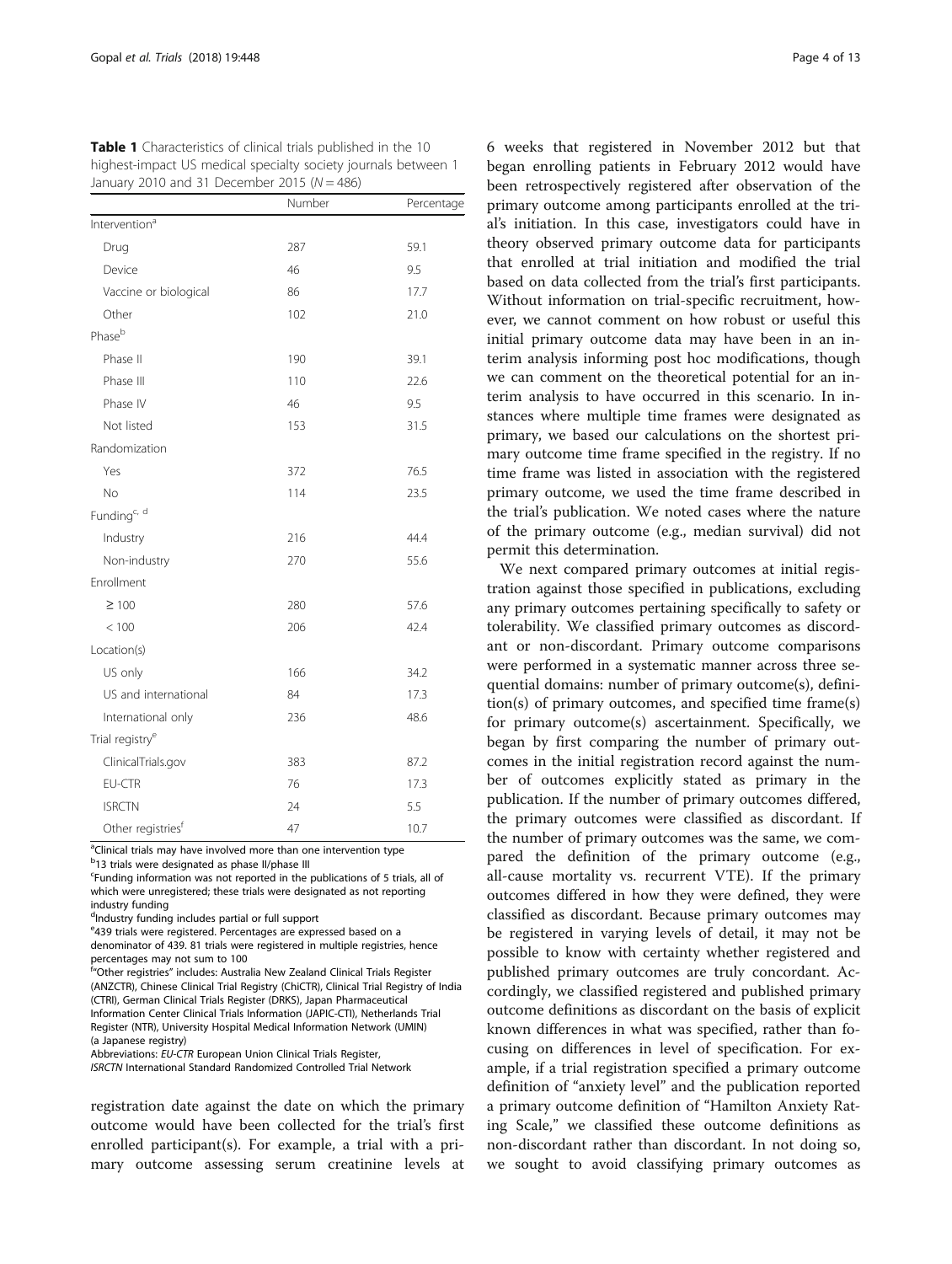**Table 1** Characteristics of clinical trials published in the 10 highest-impact US medical specialty society journals between 1 January 2010 and 31 December 2015 ($N = 486$)

| | Number | Percentage |
|---|---|---|
| Intervention[a] | | |
| Drug | 287 | 59.1 |
| Device | 46 | 9.5 |
| Vaccine or biological | 86 | 17.7 |
| Other | 102 | 21.0 |
| Phase[b] | | |
| Phase II | 190 | 39.1 |
| Phase III | 110 | 22.6 |
| Phase IV | 46 | 9.5 |
| Not listed | 153 | 31.5 |
| Randomization | | |
| Yes | 372 | 76.5 |
| No | 114 | 23.5 |
| Funding[c, d] | | |
| Industry | 216 | 44.4 |
| Non-industry | 270 | 55.6 |
| Enrollment | | |
| ≥ 100 | 280 | 57.6 |
| < 100 | 206 | 42.4 |
| Location(s) | | |
| US only | 166 | 34.2 |
| US and international | 84 | 17.3 |
| International only | 236 | 48.6 |
| Trial registry[e] | | |
| ClinicalTrials.gov | 383 | 87.2 |
| EU-CTR | 76 | 17.3 |
| ISRCTN | 24 | 5.5 |
| Other registries[f] | 47 | 10.7 |

[a]Clinical trials may have involved more than one intervention type
[b]13 trials were designated as phase II/phase III
[c]Funding information was not reported in the publications of 5 trials, all of which were unregistered; these trials were designated as not reporting industry funding
[d]Industry funding includes partial or full support
[e]439 trials were registered. Percentages are expressed based on a denominator of 439. 81 trials were registered in multiple registries, hence percentages may not sum to 100
[f]"Other registries" includes: Australia New Zealand Clinical Trials Register (ANZCTR), Chinese Clinical Trial Registry (ChiCTR), Clinical Trial Registry of India (CTRI), German Clinical Trials Register (DRKS), Japan Pharmaceutical Information Center Clinical Trials Information (JAPIC-CTI), Netherlands Trial Register (NTR), University Hospital Medical Information Network (UMIN) (a Japanese registry)
Abbreviations: *EU-CTR* European Union Clinical Trials Register, *ISRCTN* International Standard Randomized Controlled Trial Network

registration date against the date on which the primary outcome would have been collected for the trial's first enrolled participant(s). For example, a trial with a primary outcome assessing serum creatinine levels at 6 weeks that registered in November 2012 but that began enrolling patients in February 2012 would have been retrospectively registered after observation of the primary outcome among participants enrolled at the trial's initiation. In this case, investigators could have in theory observed primary outcome data for participants that enrolled at trial initiation and modified the trial based on data collected from the trial's first participants. Without information on trial-specific recruitment, however, we cannot comment on how robust or useful this initial primary outcome data may have been in an interim analysis informing post hoc modifications, though we can comment on the theoretical potential for an interim analysis to have occurred in this scenario. In instances where multiple time frames were designated as primary, we based our calculations on the shortest primary outcome time frame specified in the registry. If no time frame was listed in association with the registered primary outcome, we used the time frame described in the trial's publication. We noted cases where the nature of the primary outcome (e.g., median survival) did not permit this determination.

We next compared primary outcomes at initial registration against those specified in publications, excluding any primary outcomes pertaining specifically to safety or tolerability. We classified primary outcomes as discordant or non-discordant. Primary outcome comparisons were performed in a systematic manner across three sequential domains: number of primary outcome(s), definition(s) of primary outcomes, and specified time frame(s) for primary outcome(s) ascertainment. Specifically, we began by first comparing the number of primary outcomes in the initial registration record against the number of outcomes explicitly stated as primary in the publication. If the number of primary outcomes differed, the primary outcomes were classified as discordant. If the number of primary outcomes was the same, we compared the definition of the primary outcome (e.g., all-cause mortality vs. recurrent VTE). If the primary outcomes differed in how they were defined, they were classified as discordant. Because primary outcomes may be registered in varying levels of detail, it may not be possible to know with certainty whether registered and published primary outcomes are truly concordant. Accordingly, we classified registered and published primary outcome definitions as discordant on the basis of explicit known differences in what was specified, rather than focusing on differences in level of specification. For example, if a trial registration specified a primary outcome definition of "anxiety level" and the publication reported a primary outcome definition of "Hamilton Anxiety Rating Scale," we classified these outcome definitions as non-discordant rather than discordant. In not doing so, we sought to avoid classifying primary outcomes as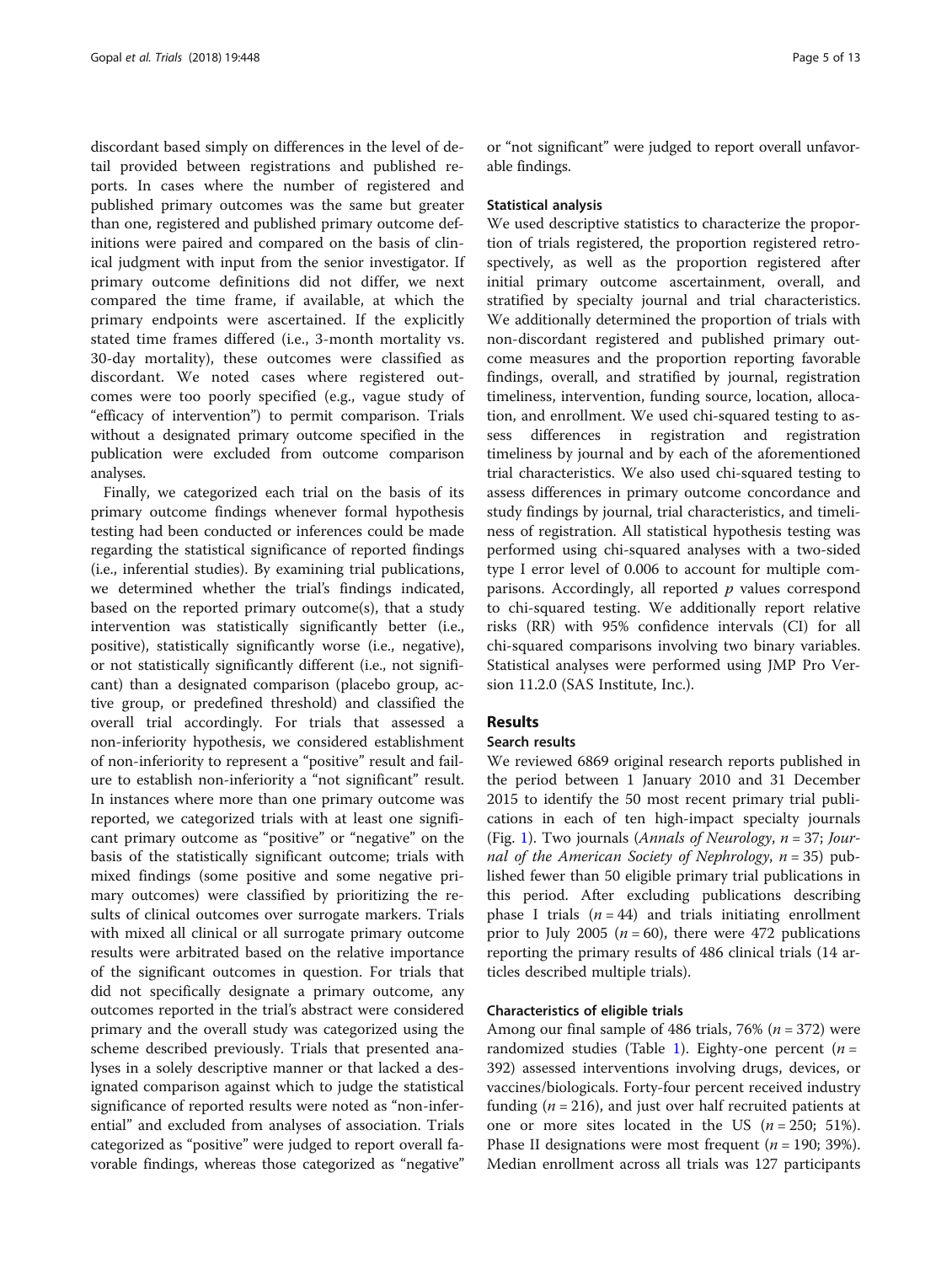discordant based simply on differences in the level of detail provided between registrations and published reports. In cases where the number of registered and published primary outcomes was the same but greater than one, registered and published primary outcome definitions were paired and compared on the basis of clinical judgment with input from the senior investigator. If primary outcome definitions did not differ, we next compared the time frame, if available, at which the primary endpoints were ascertained. If the explicitly stated time frames differed (i.e., 3-month mortality vs. 30-day mortality), these outcomes were classified as discordant. We noted cases where registered outcomes were too poorly specified (e.g., vague study of "efficacy of intervention") to permit comparison. Trials without a designated primary outcome specified in the publication were excluded from outcome comparison analyses.

Finally, we categorized each trial on the basis of its primary outcome findings whenever formal hypothesis testing had been conducted or inferences could be made regarding the statistical significance of reported findings (i.e., inferential studies). By examining trial publications, we determined whether the trial's findings indicated, based on the reported primary outcome(s), that a study intervention was statistically significantly better (i.e., positive), statistically significantly worse (i.e., negative), or not statistically significantly different (i.e., not significant) than a designated comparison (placebo group, active group, or predefined threshold) and classified the overall trial accordingly. For trials that assessed a non-inferiority hypothesis, we considered establishment of non-inferiority to represent a "positive" result and failure to establish non-inferiority a "not significant" result. In instances where more than one primary outcome was reported, we categorized trials with at least one significant primary outcome as "positive" or "negative" on the basis of the statistically significant outcome; trials with mixed findings (some positive and some negative primary outcomes) were classified by prioritizing the results of clinical outcomes over surrogate markers. Trials with mixed all clinical or all surrogate primary outcome results were arbitrated based on the relative importance of the significant outcomes in question. For trials that did not specifically designate a primary outcome, any outcomes reported in the trial's abstract were considered primary and the overall study was categorized using the scheme described previously. Trials that presented analyses in a solely descriptive manner or that lacked a designated comparison against which to judge the statistical significance of reported results were noted as "non-inferential" and excluded from analyses of association. Trials categorized as "positive" were judged to report overall favorable findings, whereas those categorized as "negative" or "not significant" were judged to report overall unfavorable findings.

### Statistical analysis

We used descriptive statistics to characterize the proportion of trials registered, the proportion registered retrospectively, as well as the proportion registered after initial primary outcome ascertainment, overall, and stratified by specialty journal and trial characteristics. We additionally determined the proportion of trials with non-discordant registered and published primary outcome measures and the proportion reporting favorable findings, overall, and stratified by journal, registration timeliness, intervention, funding source, location, allocation, and enrollment. We used chi-squared testing to assess differences in registration and registration timeliness by journal and by each of the aforementioned trial characteristics. We also used chi-squared testing to assess differences in primary outcome concordance and study findings by journal, trial characteristics, and timeliness of registration. All statistical hypothesis testing was performed using chi-squared analyses with a two-sided type I error level of 0.006 to account for multiple comparisons. Accordingly, all reported $p$ values correspond to chi-squared testing. We additionally report relative risks (RR) with 95% confidence intervals (CI) for all chi-squared comparisons involving two binary variables. Statistical analyses were performed using JMP Pro Version 11.2.0 (SAS Institute, Inc.).

## Results

### Search results

We reviewed 6869 original research reports published in the period between 1 January 2010 and 31 December 2015 to identify the 50 most recent primary trial publications in each of ten high-impact specialty journals (Fig. 1). Two journals (*Annals of Neurology*, $n = 37$; *Journal of the American Society of Nephrology*, $n = 35$) published fewer than 50 eligible primary trial publications in this period. After excluding publications describing phase I trials ($n = 44$) and trials initiating enrollment prior to July 2005 ($n = 60$), there were 472 publications reporting the primary results of 486 clinical trials (14 articles described multiple trials).

### Characteristics of eligible trials

Among our final sample of 486 trials, 76% ($n = 372$) were randomized studies (Table 1). Eighty-one percent ($n = 392$) assessed interventions involving drugs, devices, or vaccines/biologicals. Forty-four percent received industry funding ($n = 216$), and just over half recruited patients at one or more sites located in the US ($n = 250$; 51%). Phase II designations were most frequent ($n = 190$; 39%). Median enrollment across all trials was 127 participants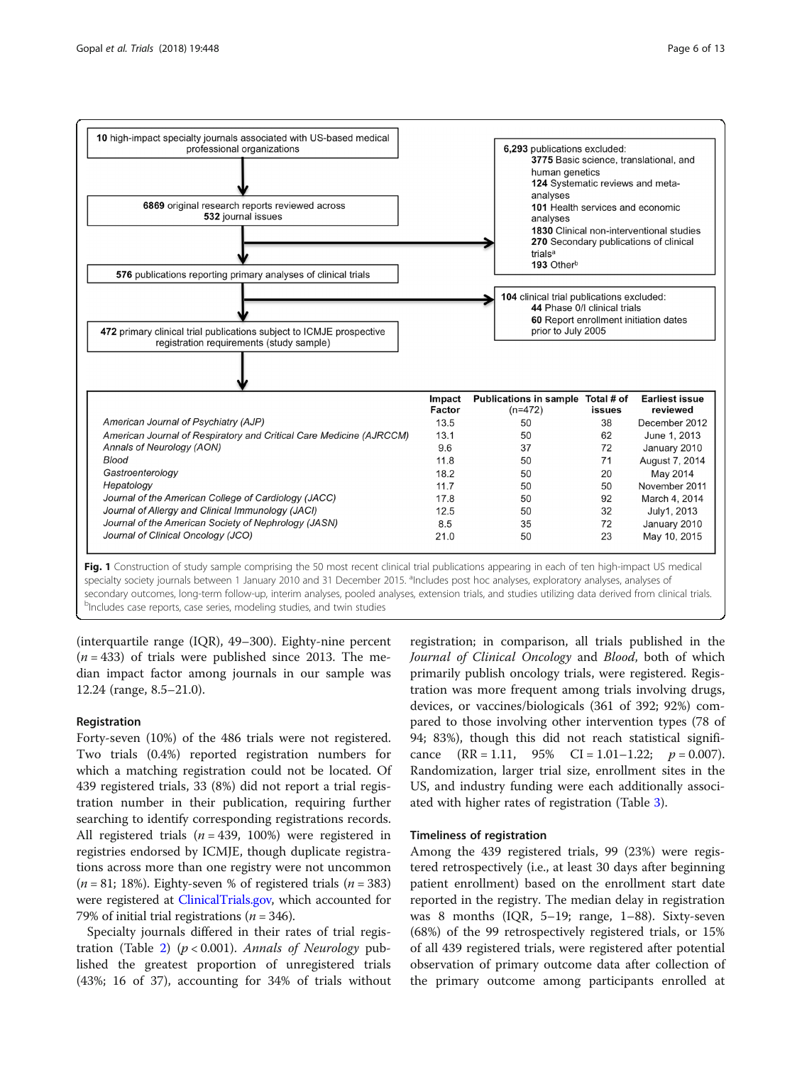**10** high-impact specialty journals associated with US-based medical professional organizations

↓

**6869** original research reports reviewed across **532** journal issues

→ **6,293** publications excluded:
- **3775** Basic science, translational, and human genetics
- **124** Systematic reviews and meta-analyses
- **101** Health services and economic analyses
- **1830** Clinical non-interventional studies
- **270** Secondary publications of clinical trials[a]
- **193** Other[b]

↓

**576** publications reporting primary analyses of clinical trials

→ **104** clinical trial publications excluded:
- **44** Phase 0/I clinical trials
- **60** Report enrollment initiation dates prior to July 2005

↓

**472** primary clinical trial publications subject to ICMJE prospective registration requirements (study sample)

↓

| | Impact Factor | Publications in sample (n=472) | Total # of issues | Earliest issue reviewed |
|---|---|---|---|---|
| *American Journal of Psychiatry (AJP)* | 13.5 | 50 | 38 | December 2012 |
| *American Journal of Respiratory and Critical Care Medicine (AJRCCM)* | 13.1 | 50 | 62 | June 1, 2013 |
| *Annals of Neurology (AON)* | 9.6 | 37 | 72 | January 2010 |
| *Blood* | 11.8 | 50 | 71 | August 7, 2014 |
| *Gastroenterology* | 18.2 | 50 | 20 | May 2014 |
| *Hepatology* | 11.7 | 50 | 50 | November 2011 |
| *Journal of the American College of Cardiology (JACC)* | 17.8 | 50 | 92 | March 4, 2014 |
| *Journal of Allergy and Clinical Immunology (JACI)* | 12.5 | 50 | 32 | July1, 2013 |
| *Journal of the American Society of Nephrology (JASN)* | 8.5 | 35 | 72 | January 2010 |
| *Journal of Clinical Oncology (JCO)* | 21.0 | 50 | 23 | May 10, 2015 |

**Fig. 1** Construction of study sample comprising the 50 most recent clinical trial publications appearing in each of ten high-impact US medical specialty society journals between 1 January 2010 and 31 December 2015. [a]Includes post hoc analyses, exploratory analyses, analyses of secondary outcomes, long-term follow-up, interim analyses, pooled analyses, extension trials, and studies utilizing data derived from clinical trials. [b]Includes case reports, case series, modeling studies, and twin studies

(interquartile range (IQR), 49–300). Eighty-nine percent ($n = 433$) of trials were published since 2013. The median impact factor among journals in our sample was 12.24 (range, 8.5–21.0).

### Registration

Forty-seven (10%) of the 486 trials were not registered. Two trials (0.4%) reported registration numbers for which a matching registration could not be located. Of 439 registered trials, 33 (8%) did not report a trial registration number in their publication, requiring further searching to identify corresponding registrations records. All registered trials ($n = 439$, 100%) were registered in registries endorsed by ICMJE, though duplicate registrations across more than one registry were not uncommon ($n = 81$; 18%). Eighty-seven % of registered trials ($n = 383$) were registered at ClinicalTrials.gov, which accounted for 79% of initial trial registrations ($n = 346$).

Specialty journals differed in their rates of trial registration (Table 2) ($p < 0.001$). *Annals of Neurology* published the greatest proportion of unregistered trials (43%; 16 of 37), accounting for 34% of trials without registration; in comparison, all trials published in the *Journal of Clinical Oncology* and *Blood*, both of which primarily publish oncology trials, were registered. Registration was more frequent among trials involving drugs, devices, or vaccines/biologicals (361 of 392; 92%) compared to those involving other intervention types (78 of 94; 83%), though this did not reach statistical significance (RR = 1.11, 95% CI = 1.01–1.22; $p = 0.007$). Randomization, larger trial size, enrollment sites in the US, and industry funding were each additionally associated with higher rates of registration (Table 3).

### Timeliness of registration

Among the 439 registered trials, 99 (23%) were registered retrospectively (i.e., at least 30 days after beginning patient enrollment) based on the enrollment start date reported in the registry. The median delay in registration was 8 months (IQR, 5–19; range, 1–88). Sixty-seven (68%) of the 99 retrospectively registered trials, or 15% of all 439 registered trials, were registered after potential observation of primary outcome data after collection of the primary outcome among participants enrolled at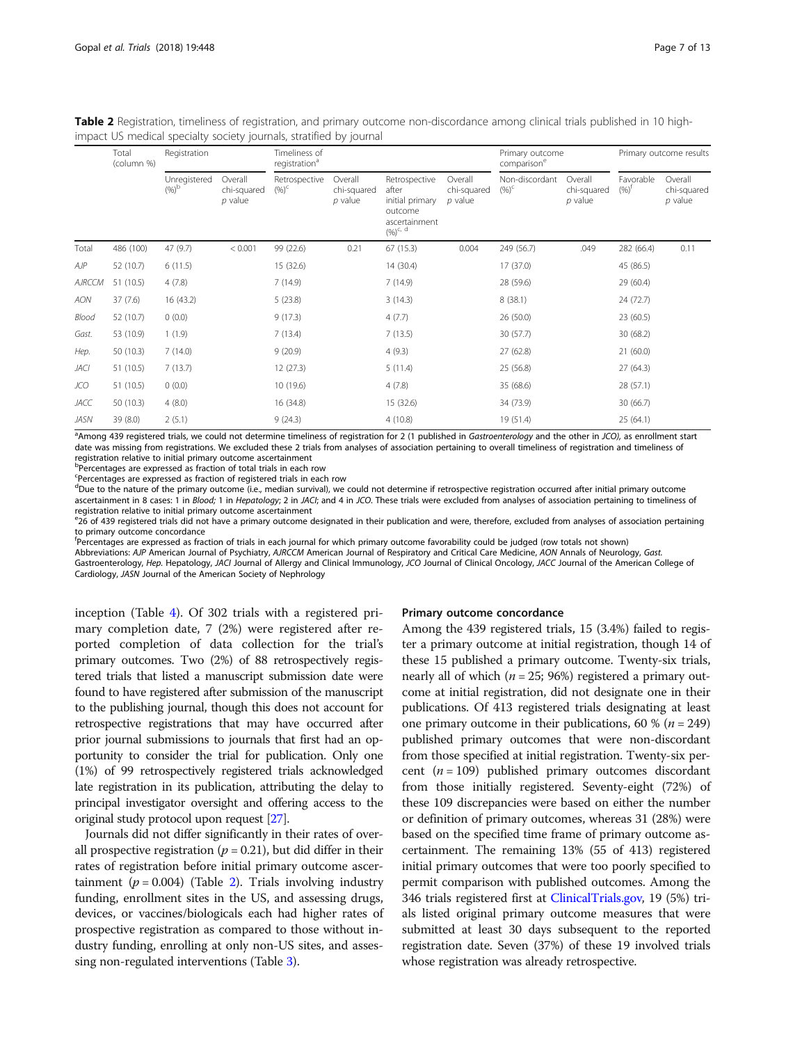**Table 2** Registration, timeliness of registration, and primary outcome non-discordance among clinical trials published in 10 high-impact US medical specialty society journals, stratified by journal

| | Total (column %) | Registration | | Timeliness of registration[a] | | | | Primary outcome comparison[e] | | Primary outcome results | |
|---|---|---|---|---|---|---|---|---|---|---|---|
| | | Unregistered (%)[b] | Overall chi-squared *p* value | Retrospective (%)[c] | Overall chi-squared *p* value | Retrospective after initial primary outcome ascertainment (%)[c, d] | Overall chi-squared *p* value | Non-discordant (%)[c] | Overall chi-squared *p* value | Favorable (%)[f] | Overall chi-squared *p* value |
| Total | 486 (100) | 47 (9.7) | < 0.001 | 99 (22.6) | 0.21 | 67 (15.3) | 0.004 | 249 (56.7) | .049 | 282 (66.4) | 0.11 |
| *AJP* | 52 (10.7) | 6 (11.5) | | 15 (32.6) | | 14 (30.4) | | 17 (37.0) | | 45 (86.5) | |
| *AJRCCM* | 51 (10.5) | 4 (7.8) | | 7 (14.9) | | 7 (14.9) | | 28 (59.6) | | 29 (60.4) | |
| *AON* | 37 (7.6) | 16 (43.2) | | 5 (23.8) | | 3 (14.3) | | 8 (38.1) | | 24 (72.7) | |
| *Blood* | 52 (10.7) | 0 (0.0) | | 9 (17.3) | | 4 (7.7) | | 26 (50.0) | | 23 (60.5) | |
| *Gast.* | 53 (10.9) | 1 (1.9) | | 7 (13.4) | | 7 (13.5) | | 30 (57.7) | | 30 (68.2) | |
| *Hep.* | 50 (10.3) | 7 (14.0) | | 9 (20.9) | | 4 (9.3) | | 27 (62.8) | | 21 (60.0) | |
| *JACI* | 51 (10.5) | 7 (13.7) | | 12 (27.3) | | 5 (11.4) | | 25 (56.8) | | 27 (64.3) | |
| *JCO* | 51 (10.5) | 0 (0.0) | | 10 (19.6) | | 4 (7.8) | | 35 (68.6) | | 28 (57.1) | |
| *JACC* | 50 (10.3) | 4 (8.0) | | 16 (34.8) | | 15 (32.6) | | 34 (73.9) | | 30 (66.7) | |
| *JASN* | 39 (8.0) | 2 (5.1) | | 9 (24.3) | | 4 (10.8) | | 19 (51.4) | | 25 (64.1) | |

[a]Among 439 registered trials, we could not determine timeliness of registration for 2 (1 published in *Gastroenterology* and the other in *JCO*), as enrollment start date was missing from registrations. We excluded these 2 trials from analyses of association pertaining to overall timeliness of registration and timeliness of registration relative to initial primary outcome ascertainment

[b]Percentages are expressed as fraction of total trials in each row

[c]Percentages are expressed as fraction of registered trials in each row

[d]Due to the nature of the primary outcome (i.e., median survival), we could not determine if retrospective registration occurred after initial primary outcome ascertainment in 8 cases: 1 in *Blood;* 1 in *Hepatology*; 2 in *JACI*; and 4 in *JCO*. These trials were excluded from analyses of association pertaining to timeliness of registration relative to initial primary outcome ascertainment

[e]26 of 439 registered trials did not have a primary outcome designated in their publication and were, therefore, excluded from analyses of association pertaining to primary outcome concordance

[f]Percentages are expressed as fraction of trials in each journal for which primary outcome favorability could be judged (row totals not shown)

Abbreviations: *AJP* American Journal of Psychiatry, *AJRCCM* American Journal of Respiratory and Critical Care Medicine, *AON* Annals of Neurology, *Gast.* Gastroenterology, *Hep.* Hepatology, *JACI* Journal of Allergy and Clinical Immunology, *JCO* Journal of Clinical Oncology, *JACC* Journal of the American College of Cardiology, *JASN* Journal of the American Society of Nephrology

inception (Table 4). Of 302 trials with a registered primary completion date, 7 (2%) were registered after reported completion of data collection for the trial's primary outcomes. Two (2%) of 88 retrospectively registered trials that listed a manuscript submission date were found to have registered after submission of the manuscript to the publishing journal, though this does not account for retrospective registrations that may have occurred after prior journal submissions to journals that first had an opportunity to consider the trial for publication. Only one (1%) of 99 retrospectively registered trials acknowledged late registration in its publication, attributing the delay to principal investigator oversight and offering access to the original study protocol upon request [27].

Journals did not differ significantly in their rates of overall prospective registration ($p = 0.21$), but did differ in their rates of registration before initial primary outcome ascertainment ($p = 0.004$) (Table 2). Trials involving industry funding, enrollment sites in the US, and assessing drugs, devices, or vaccines/biologicals each had higher rates of prospective registration as compared to those without industry funding, enrolling at only non-US sites, and assessing non-regulated interventions (Table 3).

### Primary outcome concordance

Among the 439 registered trials, 15 (3.4%) failed to register a primary outcome at initial registration, though 14 of these 15 published a primary outcome. Twenty-six trials, nearly all of which ($n = 25$; 96%) registered a primary outcome at initial registration, did not designate one in their publications. Of 413 registered trials designating at least one primary outcome in their publications, 60 % ($n = 249$) published primary outcomes that were non-discordant from those specified at initial registration. Twenty-six percent ($n = 109$) published primary outcomes discordant from those initially registered. Seventy-eight (72%) of these 109 discrepancies were based on either the number or definition of primary outcomes, whereas 31 (28%) were based on the specified time frame of primary outcome ascertainment. The remaining 13% (55 of 413) registered initial primary outcomes that were too poorly specified to permit comparison with published outcomes. Among the 346 trials registered first at ClinicalTrials.gov, 19 (5%) trials listed original primary outcome measures that were submitted at least 30 days subsequent to the reported registration date. Seven (37%) of these 19 involved trials whose registration was already retrospective.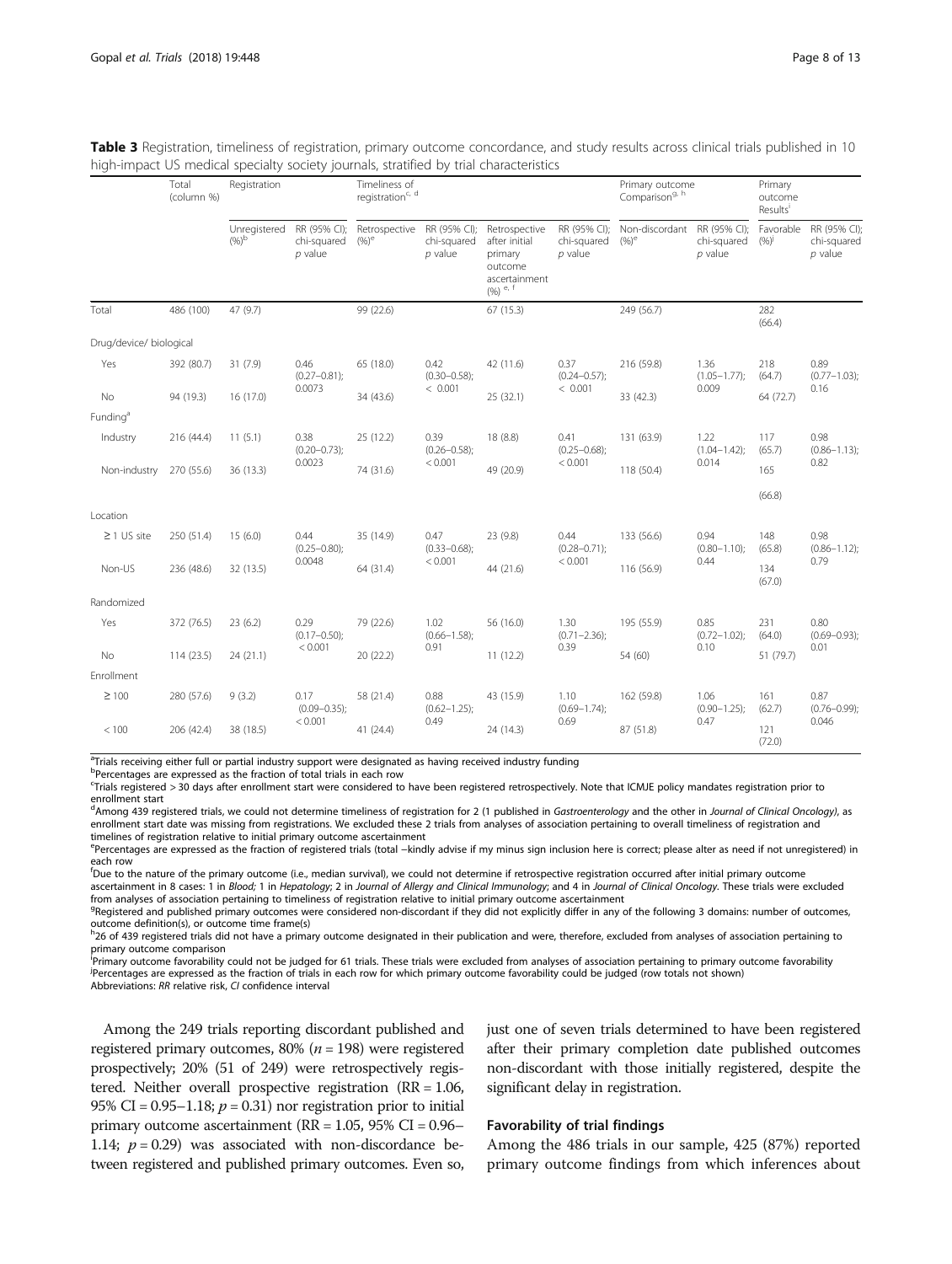**Table 3** Registration, timeliness of registration, primary outcome concordance, and study results across clinical trials published in 10 high-impact US medical specialty society journals, stratified by trial characteristics

| | Total (column %) | Registration | | Timeliness of registration[c, d] | | | | Primary outcome Comparison[g, h] | | Primary outcome Results[i] | |
|---|---|---|---|---|---|---|---|---|---|---|---|
| | | Unregistered (%)[b] | RR (95% CI); chi-squared p value | Retrospective (%)[e] | RR (95% CI); chi-squared p value | Retrospective after initial primary outcome ascertainment (%) [e, f] | RR (95% CI); chi-squared p value | Non-discordant (%)[e] | RR (95% CI); chi-squared p value | Favorable (%)[j] | RR (95% CI); chi-squared p value |
| Total | 486 (100) | 47 (9.7) | | 99 (22.6) | | 67 (15.3) | | 249 (56.7) | | 282 (66.4) | |
| Drug/device/ biological | | | | | | | | | | | |
| Yes | 392 (80.7) | 31 (7.9) | 0.46 (0.27–0.81); 0.0073 | 65 (18.0) | 0.42 (0.30–0.58); < 0.001 | 42 (11.6) | 0.37 (0.24–0.57); < 0.001 | 216 (59.8) | 1.36 (1.05–1.77); 0.009 | 218 (64.7) | 0.89 (0.77–1.03); 0.16 |
| No | 94 (19.3) | 16 (17.0) | | 34 (43.6) | | 25 (32.1) | | 33 (42.3) | | 64 (72.7) | |
| Funding[a] | | | | | | | | | | | |
| Industry | 216 (44.4) | 11 (5.1) | 0.38 (0.20–0.73); 0.0023 | 25 (12.2) | 0.39 (0.26–0.58); < 0.001 | 18 (8.8) | 0.41 (0.25–0.68); < 0.001 | 131 (63.9) | 1.22 (1.04–1.42); 0.014 | 117 (65.7) | 0.98 (0.86–1.13); 0.82 |
| Non-industry | 270 (55.6) | 36 (13.3) | | 74 (31.6) | | 49 (20.9) | | 118 (50.4) | | 165 (66.8) | |
| Location | | | | | | | | | | | |
| ≥ 1 US site | 250 (51.4) | 15 (6.0) | 0.44 (0.25–0.80); 0.0048 | 35 (14.9) | 0.47 (0.33–0.68); < 0.001 | 23 (9.8) | 0.44 (0.28–0.71); < 0.001 | 133 (56.6) | 0.94 (0.80–1.10); 0.44 | 148 (65.8) | 0.98 (0.86–1.12); 0.79 |
| Non-US | 236 (48.6) | 32 (13.5) | | 64 (31.4) | | 44 (21.6) | | 116 (56.9) | | 134 (67.0) | |
| Randomized | | | | | | | | | | | |
| Yes | 372 (76.5) | 23 (6.2) | 0.29 (0.17–0.50); < 0.001 | 79 (22.6) | 1.02 (0.66–1.58); 0.91 | 56 (16.0) | 1.30 (0.71–2.36); 0.39 | 195 (55.9) | 0.85 (0.72–1.02); 0.10 | 231 (64.0) | 0.80 (0.69–0.93); 0.01 |
| No | 114 (23.5) | 24 (21.1) | | 20 (22.2) | | 11 (12.2) | | 54 (60) | | 51 (79.7) | |
| Enrollment | | | | | | | | | | | |
| ≥ 100 | 280 (57.6) | 9 (3.2) | 0.17 (0.09–0.35); < 0.001 | 58 (21.4) | 0.88 (0.62–1.25); 0.49 | 43 (15.9) | 1.10 (0.69–1.74); 0.69 | 162 (59.8) | 1.06 (0.90–1.25); 0.47 | 161 (62.7) | 0.87 (0.76–0.99); 0.046 |
| < 100 | 206 (42.4) | 38 (18.5) | | 41 (24.4) | | 24 (14.3) | | 87 (51.8) | | 121 (72.0) | |

[a]Trials receiving either full or partial industry support were designated as having received industry funding
[b]Percentages are expressed as the fraction of total trials in each row
[c]Trials registered > 30 days after enrollment start were considered to have been registered retrospectively. Note that ICMJE policy mandates registration prior to enrollment start
[d]Among 439 registered trials, we could not determine timeliness of registration for 2 (1 published in *Gastroenterology* and the other in *Journal of Clinical Oncology*), as enrollment start date was missing from registrations. We excluded these 2 trials from analyses of association pertaining to overall timeliness of registration and timelines of registration relative to initial primary outcome ascertainment
[e]Percentages are expressed as the fraction of registered trials (total −kindly advise if my minus sign inclusion here is correct; please alter as need if not unregistered) in each row
[f]Due to the nature of the primary outcome (i.e., median survival), we could not determine if retrospective registration occurred after initial primary outcome ascertainment in 8 cases: 1 in *Blood;* 1 in *Hepatology;* 2 in *Journal of Allergy and Clinical Immunology*; and 4 in *Journal of Clinical Oncology*. These trials were excluded from analyses of association pertaining to timeliness of registration relative to initial primary outcome ascertainment
[g]Registered and published primary outcomes were considered non-discordant if they did not explicitly differ in any of the following 3 domains: number of outcomes, outcome definition(s), or outcome time frame(s)
[h]26 of 439 registered trials did not have a primary outcome designated in their publication and were, therefore, excluded from analyses of association pertaining to primary outcome comparison
[i]Primary outcome favorability could not be judged for 61 trials. These trials were excluded from analyses of association pertaining to primary outcome favorability
[j]Percentages are expressed as the fraction of trials in each row for which primary outcome favorability could be judged (row totals not shown)
Abbreviations: *RR* relative risk, *CI* confidence interval

Among the 249 trials reporting discordant published and registered primary outcomes, 80% ($n = 198$) were registered prospectively; 20% (51 of 249) were retrospectively registered. Neither overall prospective registration (RR = 1.06, 95% CI = 0.95–1.18; $p = 0.31$) nor registration prior to initial primary outcome ascertainment (RR = 1.05, 95% CI = 0.96–1.14; $p = 0.29$) was associated with non-discordance between registered and published primary outcomes. Even so, just one of seven trials determined to have been registered after their primary completion date published outcomes non-discordant with those initially registered, despite the significant delay in registration.

### Favorability of trial findings

Among the 486 trials in our sample, 425 (87%) reported primary outcome findings from which inferences about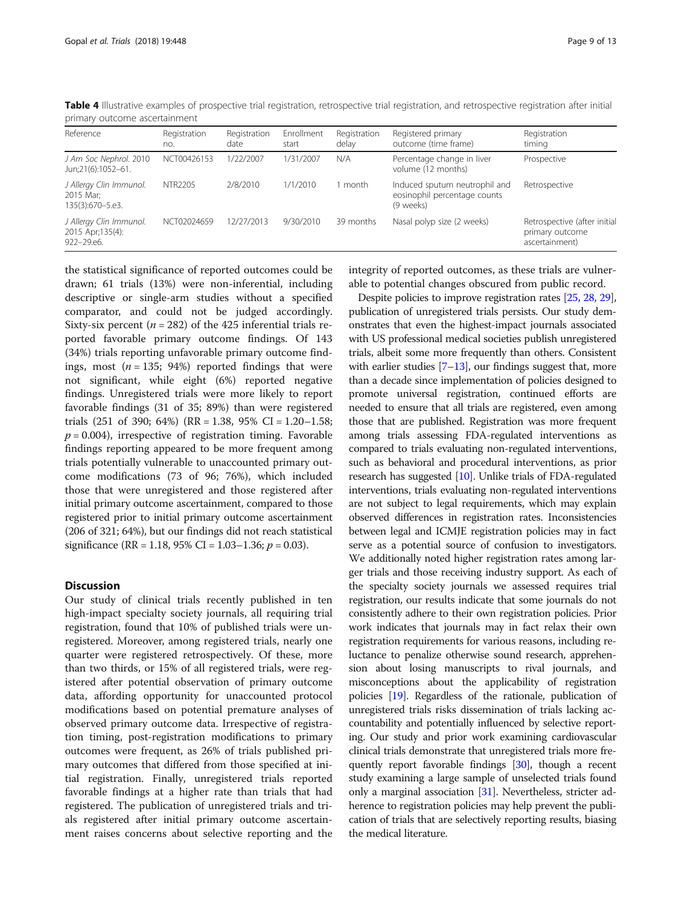**Table 4** Illustrative examples of prospective trial registration, retrospective trial registration, and retrospective registration after initial primary outcome ascertainment

| Reference | Registration no. | Registration date | Enrollment start | Registration delay | Registered primary outcome (time frame) | Registration timing |
|---|---|---|---|---|---|---|
| *J Am Soc Nephrol.* 2010 Jun;21(6):1052–61. | NCT00426153 | 1/22/2007 | 1/31/2007 | N/A | Percentage change in liver volume (12 months) | Prospective |
| *J Allergy Clin Immunol.* 2015 Mar; 135(3):670–5.e3. | NTR2205 | 2/8/2010 | 1/1/2010 | 1 month | Induced sputum neutrophil and eosinophil percentage counts (9 weeks) | Retrospective |
| *J Allergy Clin Immunol.* 2015 Apr;135(4): 922–29.e6. | NCT02024659 | 12/27/2013 | 9/30/2010 | 39 months | Nasal polyp size (2 weeks) | Retrospective (after initial primary outcome ascertainment) |

the statistical significance of reported outcomes could be drawn; 61 trials (13%) were non-inferential, including descriptive or single-arm studies without a specified comparator, and could not be judged accordingly. Sixty-six percent ($n = 282$) of the 425 inferential trials reported favorable primary outcome findings. Of 143 (34%) trials reporting unfavorable primary outcome findings, most ($n = 135$; 94%) reported findings that were not significant, while eight (6%) reported negative findings. Unregistered trials were more likely to report favorable findings (31 of 35; 89%) than were registered trials (251 of 390; 64%) (RR = 1.38, 95% CI = 1.20–1.58; $p = 0.004$), irrespective of registration timing. Favorable findings reporting appeared to be more frequent among trials potentially vulnerable to unaccounted primary outcome modifications (73 of 96; 76%), which included those that were unregistered and those registered after initial primary outcome ascertainment, compared to those registered prior to initial primary outcome ascertainment (206 of 321; 64%), but our findings did not reach statistical significance (RR = 1.18, 95% CI = 1.03–1.36; $p = 0.03$).

## Discussion

Our study of clinical trials recently published in ten high-impact specialty society journals, all requiring trial registration, found that 10% of published trials were unregistered. Moreover, among registered trials, nearly one quarter were registered retrospectively. Of these, more than two thirds, or 15% of all registered trials, were registered after potential observation of primary outcome data, affording opportunity for unaccounted protocol modifications based on potential premature analyses of observed primary outcome data. Irrespective of registration timing, post-registration modifications to primary outcomes were frequent, as 26% of trials published primary outcomes that differed from those specified at initial registration. Finally, unregistered trials reported favorable findings at a higher rate than trials that had registered. The publication of unregistered trials and trials registered after initial primary outcome ascertainment raises concerns about selective reporting and the integrity of reported outcomes, as these trials are vulnerable to potential changes obscured from public record.

Despite policies to improve registration rates [25, 28, 29], publication of unregistered trials persists. Our study demonstrates that even the highest-impact journals associated with US professional medical societies publish unregistered trials, albeit some more frequently than others. Consistent with earlier studies [7–13], our findings suggest that, more than a decade since implementation of policies designed to promote universal registration, continued efforts are needed to ensure that all trials are registered, even among those that are published. Registration was more frequent among trials assessing FDA-regulated interventions as compared to trials evaluating non-regulated interventions, such as behavioral and procedural interventions, as prior research has suggested [10]. Unlike trials of FDA-regulated interventions, trials evaluating non-regulated interventions are not subject to legal requirements, which may explain observed differences in registration rates. Inconsistencies between legal and ICMJE registration policies may in fact serve as a potential source of confusion to investigators. We additionally noted higher registration rates among larger trials and those receiving industry support. As each of the specialty society journals we assessed requires trial registration, our results indicate that some journals do not consistently adhere to their own registration policies. Prior work indicates that journals may in fact relax their own registration requirements for various reasons, including reluctance to penalize otherwise sound research, apprehension about losing manuscripts to rival journals, and misconceptions about the applicability of registration policies [19]. Regardless of the rationale, publication of unregistered trials risks dissemination of trials lacking accountability and potentially influenced by selective reporting. Our study and prior work examining cardiovascular clinical trials demonstrate that unregistered trials more frequently report favorable findings [30], though a recent study examining a large sample of unselected trials found only a marginal association [31]. Nevertheless, stricter adherence to registration policies may help prevent the publication of trials that are selectively reporting results, biasing the medical literature.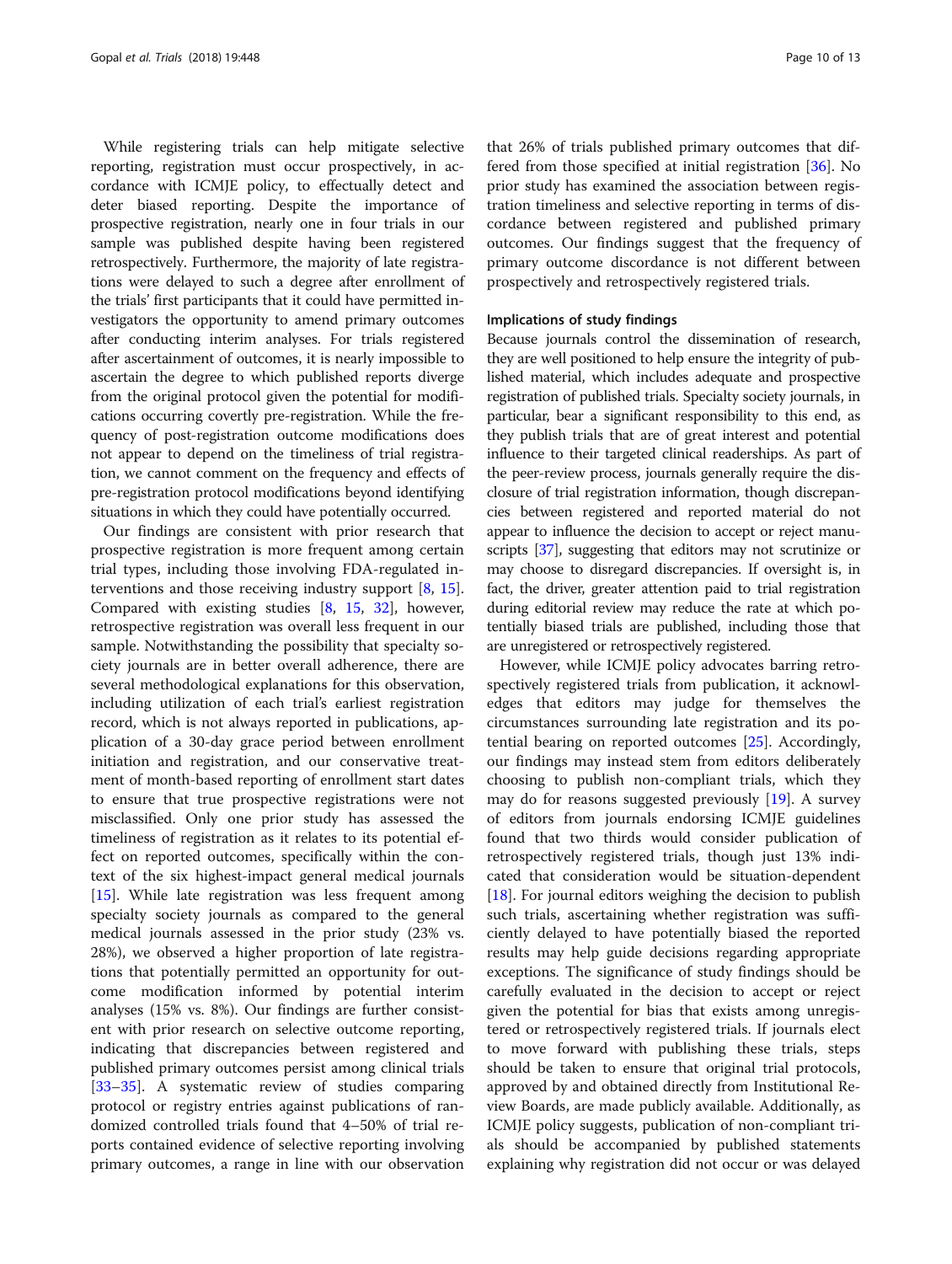While registering trials can help mitigate selective reporting, registration must occur prospectively, in accordance with ICMJE policy, to effectually detect and deter biased reporting. Despite the importance of prospective registration, nearly one in four trials in our sample was published despite having been registered retrospectively. Furthermore, the majority of late registrations were delayed to such a degree after enrollment of the trials' first participants that it could have permitted investigators the opportunity to amend primary outcomes after conducting interim analyses. For trials registered after ascertainment of outcomes, it is nearly impossible to ascertain the degree to which published reports diverge from the original protocol given the potential for modifications occurring covertly pre-registration. While the frequency of post-registration outcome modifications does not appear to depend on the timeliness of trial registration, we cannot comment on the frequency and effects of pre-registration protocol modifications beyond identifying situations in which they could have potentially occurred.

Our findings are consistent with prior research that prospective registration is more frequent among certain trial types, including those involving FDA-regulated interventions and those receiving industry support [8, 15]. Compared with existing studies [8, 15, 32], however, retrospective registration was overall less frequent in our sample. Notwithstanding the possibility that specialty society journals are in better overall adherence, there are several methodological explanations for this observation, including utilization of each trial's earliest registration record, which is not always reported in publications, application of a 30-day grace period between enrollment initiation and registration, and our conservative treatment of month-based reporting of enrollment start dates to ensure that true prospective registrations were not misclassified. Only one prior study has assessed the timeliness of registration as it relates to its potential effect on reported outcomes, specifically within the context of the six highest-impact general medical journals [15]. While late registration was less frequent among specialty society journals as compared to the general medical journals assessed in the prior study (23% vs. 28%), we observed a higher proportion of late registrations that potentially permitted an opportunity for outcome modification informed by potential interim analyses (15% vs. 8%). Our findings are further consistent with prior research on selective outcome reporting, indicating that discrepancies between registered and published primary outcomes persist among clinical trials [33–35]. A systematic review of studies comparing protocol or registry entries against publications of randomized controlled trials found that 4–50% of trial reports contained evidence of selective reporting involving primary outcomes, a range in line with our observation that 26% of trials published primary outcomes that differed from those specified at initial registration [36]. No prior study has examined the association between registration timeliness and selective reporting in terms of discordance between registered and published primary outcomes. Our findings suggest that the frequency of primary outcome discordance is not different between prospectively and retrospectively registered trials.

#### Implications of study findings

Because journals control the dissemination of research, they are well positioned to help ensure the integrity of published material, which includes adequate and prospective registration of published trials. Specialty society journals, in particular, bear a significant responsibility to this end, as they publish trials that are of great interest and potential influence to their targeted clinical readerships. As part of the peer-review process, journals generally require the disclosure of trial registration information, though discrepancies between registered and reported material do not appear to influence the decision to accept or reject manuscripts [37], suggesting that editors may not scrutinize or may choose to disregard discrepancies. If oversight is, in fact, the driver, greater attention paid to trial registration during editorial review may reduce the rate at which potentially biased trials are published, including those that are unregistered or retrospectively registered.

However, while ICMJE policy advocates barring retrospectively registered trials from publication, it acknowledges that editors may judge for themselves the circumstances surrounding late registration and its potential bearing on reported outcomes [25]. Accordingly, our findings may instead stem from editors deliberately choosing to publish non-compliant trials, which they may do for reasons suggested previously [19]. A survey of editors from journals endorsing ICMJE guidelines found that two thirds would consider publication of retrospectively registered trials, though just 13% indicated that consideration would be situation-dependent [18]. For journal editors weighing the decision to publish such trials, ascertaining whether registration was sufficiently delayed to have potentially biased the reported results may help guide decisions regarding appropriate exceptions. The significance of study findings should be carefully evaluated in the decision to accept or reject given the potential for bias that exists among unregistered or retrospectively registered trials. If journals elect to move forward with publishing these trials, steps should be taken to ensure that original trial protocols, approved by and obtained directly from Institutional Review Boards, are made publicly available. Additionally, as ICMJE policy suggests, publication of non-compliant trials should be accompanied by published statements explaining why registration did not occur or was delayed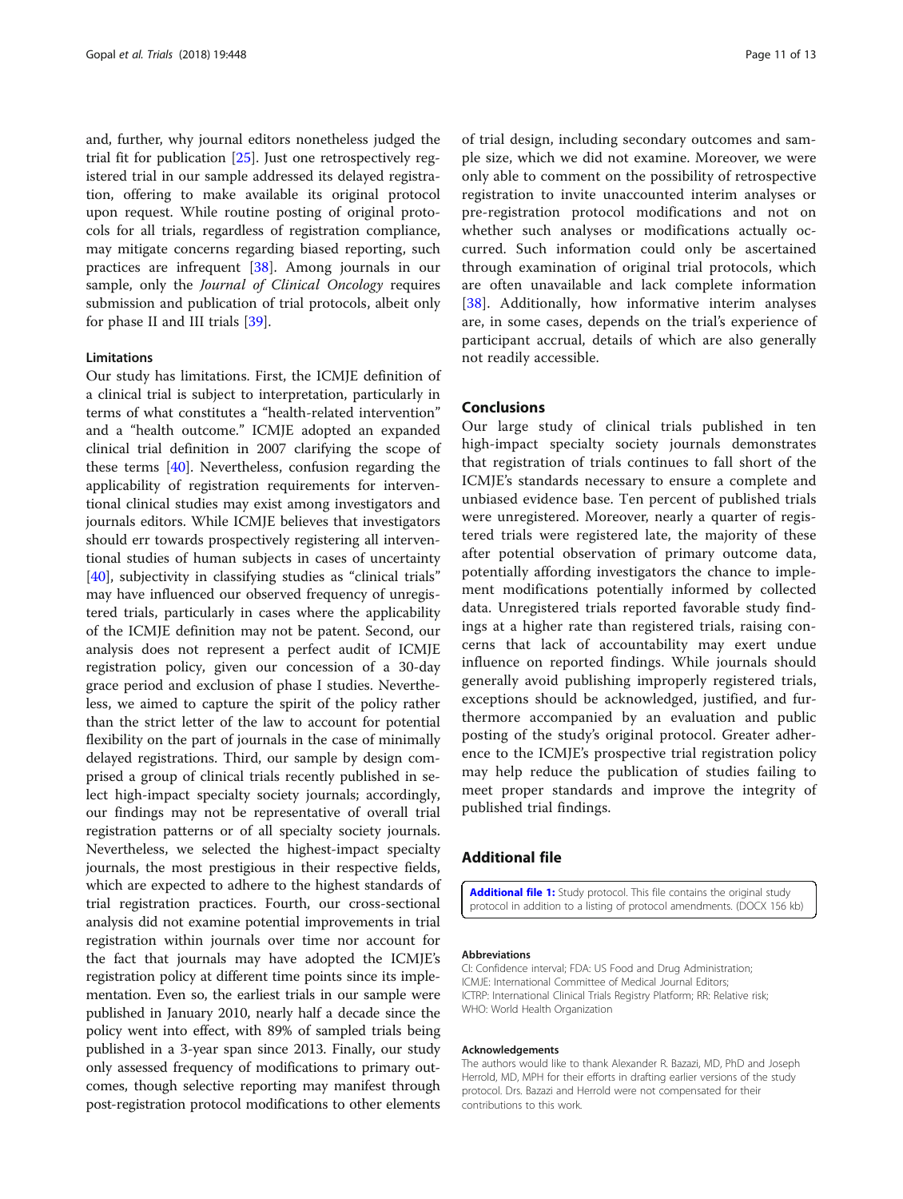and, further, why journal editors nonetheless judged the trial fit for publication [25]. Just one retrospectively registered trial in our sample addressed its delayed registration, offering to make available its original protocol upon request. While routine posting of original protocols for all trials, regardless of registration compliance, may mitigate concerns regarding biased reporting, such practices are infrequent [38]. Among journals in our sample, only the *Journal of Clinical Oncology* requires submission and publication of trial protocols, albeit only for phase II and III trials [39].

### Limitations

Our study has limitations. First, the ICMJE definition of a clinical trial is subject to interpretation, particularly in terms of what constitutes a "health-related intervention" and a "health outcome." ICMJE adopted an expanded clinical trial definition in 2007 clarifying the scope of these terms [40]. Nevertheless, confusion regarding the applicability of registration requirements for interventional clinical studies may exist among investigators and journals editors. While ICMJE believes that investigators should err towards prospectively registering all interventional studies of human subjects in cases of uncertainty [40], subjectivity in classifying studies as "clinical trials" may have influenced our observed frequency of unregistered trials, particularly in cases where the applicability of the ICMJE definition may not be patent. Second, our analysis does not represent a perfect audit of ICMJE registration policy, given our concession of a 30-day grace period and exclusion of phase I studies. Nevertheless, we aimed to capture the spirit of the policy rather than the strict letter of the law to account for potential flexibility on the part of journals in the case of minimally delayed registrations. Third, our sample by design comprised a group of clinical trials recently published in select high-impact specialty society journals; accordingly, our findings may not be representative of overall trial registration patterns or of all specialty society journals. Nevertheless, we selected the highest-impact specialty journals, the most prestigious in their respective fields, which are expected to adhere to the highest standards of trial registration practices. Fourth, our cross-sectional analysis did not examine potential improvements in trial registration within journals over time nor account for the fact that journals may have adopted the ICMJE's registration policy at different time points since its implementation. Even so, the earliest trials in our sample were published in January 2010, nearly half a decade since the policy went into effect, with 89% of sampled trials being published in a 3-year span since 2013. Finally, our study only assessed frequency of modifications to primary outcomes, though selective reporting may manifest through post-registration protocol modifications to other elements of trial design, including secondary outcomes and sample size, which we did not examine. Moreover, we were only able to comment on the possibility of retrospective registration to invite unaccounted interim analyses or pre-registration protocol modifications and not on whether such analyses or modifications actually occurred. Such information could only be ascertained through examination of original trial protocols, which are often unavailable and lack complete information [38]. Additionally, how informative interim analyses are, in some cases, depends on the trial's experience of participant accrual, details of which are also generally not readily accessible.

## Conclusions

Our large study of clinical trials published in ten high-impact specialty society journals demonstrates that registration of trials continues to fall short of the ICMJE's standards necessary to ensure a complete and unbiased evidence base. Ten percent of published trials were unregistered. Moreover, nearly a quarter of registered trials were registered late, the majority of these after potential observation of primary outcome data, potentially affording investigators the chance to implement modifications potentially informed by collected data. Unregistered trials reported favorable study findings at a higher rate than registered trials, raising concerns that lack of accountability may exert undue influence on reported findings. While journals should generally avoid publishing improperly registered trials, exceptions should be acknowledged, justified, and furthermore accompanied by an evaluation and public posting of the study's original protocol. Greater adherence to the ICMJE's prospective trial registration policy may help reduce the publication of studies failing to meet proper standards and improve the integrity of published trial findings.

## Additional file

**Additional file 1:** Study protocol. This file contains the original study protocol in addition to a listing of protocol amendments. (DOCX 156 kb)

#### Abbreviations

CI: Confidence interval; FDA: US Food and Drug Administration; ICMJE: International Committee of Medical Journal Editors; ICTRP: International Clinical Trials Registry Platform; RR: Relative risk; WHO: World Health Organization

#### Acknowledgements

The authors would like to thank Alexander R. Bazazi, MD, PhD and Joseph Herrold, MD, MPH for their efforts in drafting earlier versions of the study protocol. Drs. Bazazi and Herrold were not compensated for their contributions to this work.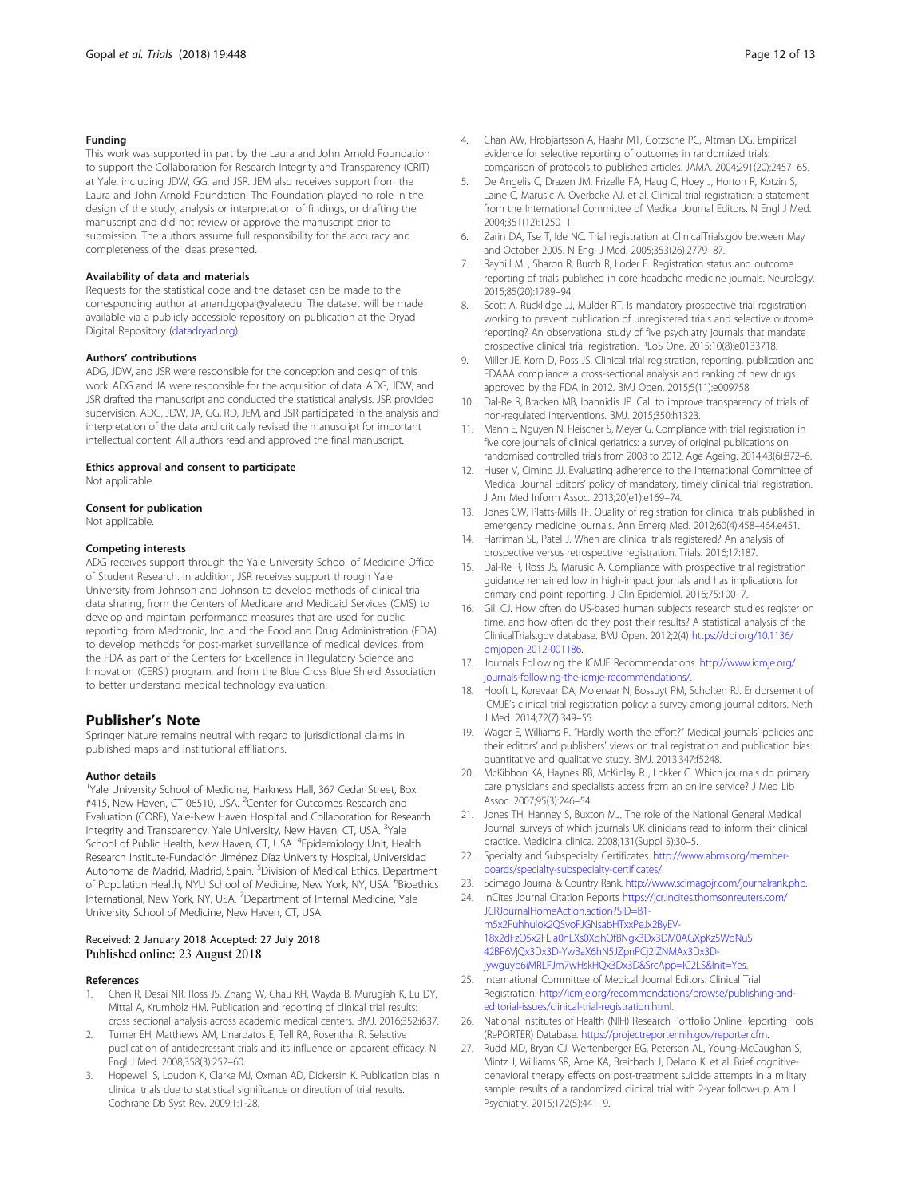### Funding

This work was supported in part by the Laura and John Arnold Foundation to support the Collaboration for Research Integrity and Transparency (CRIT) at Yale, including JDW, GG, and JSR. JEM also receives support from the Laura and John Arnold Foundation. The Foundation played no role in the design of the study, analysis or interpretation of findings, or drafting the manuscript and did not review or approve the manuscript prior to submission. The authors assume full responsibility for the accuracy and completeness of the ideas presented.

### Availability of data and materials

Requests for the statistical code and the dataset can be made to the corresponding author at anand.gopal@yale.edu. The dataset will be made available via a publicly accessible repository on publication at the Dryad Digital Repository (datadryad.org).

### Authors' contributions

ADG, JDW, and JSR were responsible for the conception and design of this work. ADG and JA were responsible for the acquisition of data. ADG, JDW, and JSR drafted the manuscript and conducted the statistical analysis. JSR provided supervision. ADG, JDW, JA, GG, RD, JEM, and JSR participated in the analysis and interpretation of the data and critically revised the manuscript for important intellectual content. All authors read and approved the final manuscript.

### Ethics approval and consent to participate

Not applicable.

### Consent for publication

Not applicable.

### Competing interests

ADG receives support through the Yale University School of Medicine Office of Student Research. In addition, JSR receives support through Yale University from Johnson and Johnson to develop methods of clinical trial data sharing, from the Centers of Medicare and Medicaid Services (CMS) to develop and maintain performance measures that are used for public reporting, from Medtronic, Inc. and the Food and Drug Administration (FDA) to develop methods for post-market surveillance of medical devices, from the FDA as part of the Centers for Excellence in Regulatory Science and Innovation (CERSI) program, and from the Blue Cross Blue Shield Association to better understand medical technology evaluation.

## Publisher's Note

Springer Nature remains neutral with regard to jurisdictional claims in published maps and institutional affiliations.

### Author details

[1]Yale University School of Medicine, Harkness Hall, 367 Cedar Street, Box #415, New Haven, CT 06510, USA. [2]Center for Outcomes Research and Evaluation (CORE), Yale-New Haven Hospital and Collaboration for Research Integrity and Transparency, Yale University, New Haven, CT, USA. [3]Yale School of Public Health, New Haven, CT, USA. [4]Epidemiology Unit, Health Research Institute-Fundación Jiménez Díaz University Hospital, Universidad Autónoma de Madrid, Madrid, Spain. [5]Division of Medical Ethics, Department of Population Health, NYU School of Medicine, New York, NY, USA. [6]Bioethics International, New York, NY, USA. [7]Department of Internal Medicine, Yale University School of Medicine, New Haven, CT, USA.

Received: 2 January 2018 Accepted: 27 July 2018
Published online: 23 August 2018

### References

1. Chen R, Desai NR, Ross JS, Zhang W, Chau KH, Wayda B, Murugiah K, Lu DY, Mittal A, Krumholz HM. Publication and reporting of clinical trial results: cross sectional analysis across academic medical centers. BMJ. 2016;352:i637.
2. Turner EH, Matthews AM, Linardatos E, Tell RA, Rosenthal R. Selective publication of antidepressant trials and its influence on apparent efficacy. N Engl J Med. 2008;358(3):252–60.
3. Hopewell S, Loudon K, Clarke MJ, Oxman AD, Dickersin K. Publication bias in clinical trials due to statistical significance or direction of trial results. Cochrane Db Syst Rev. 2009;1:1-28.
4. Chan AW, Hrobjartsson A, Haahr MT, Gotzsche PC, Altman DG. Empirical evidence for selective reporting of outcomes in randomized trials: comparison of protocols to published articles. JAMA. 2004;291(20):2457–65.
5. De Angelis C, Drazen JM, Frizelle FA, Haug C, Hoey J, Horton R, Kotzin S, Laine C, Marusic A, Overbeke AJ, et al. Clinical trial registration: a statement from the International Committee of Medical Journal Editors. N Engl J Med. 2004;351(12):1250–1.
6. Zarin DA, Tse T, Ide NC. Trial registration at ClinicalTrials.gov between May and October 2005. N Engl J Med. 2005;353(26):2779–87.
7. Rayhill ML, Sharon R, Burch R, Loder E. Registration status and outcome reporting of trials published in core headache medicine journals. Neurology. 2015;85(20):1789–94.
8. Scott A, Rucklidge JJ, Mulder RT. Is mandatory prospective trial registration working to prevent publication of unregistered trials and selective outcome reporting? An observational study of five psychiatry journals that mandate prospective clinical trial registration. PLoS One. 2015;10(8):e0133718.
9. Miller JE, Korn D, Ross JS. Clinical trial registration, reporting, publication and FDAAA compliance: a cross-sectional analysis and ranking of new drugs approved by the FDA in 2012. BMJ Open. 2015;5(11):e009758.
10. Dal-Re R, Bracken MB, Ioannidis JP. Call to improve transparency of trials of non-regulated interventions. BMJ. 2015;350:h1323.
11. Mann E, Nguyen N, Fleischer S, Meyer G. Compliance with trial registration in five core journals of clinical geriatrics: a survey of original publications on randomised controlled trials from 2008 to 2012. Age Ageing. 2014;43(6):872–6.
12. Huser V, Cimino JJ. Evaluating adherence to the International Committee of Medical Journal Editors' policy of mandatory, timely clinical trial registration. J Am Med Inform Assoc. 2013;20(e1):e169–74.
13. Jones CW, Platts-Mills TF. Quality of registration for clinical trials published in emergency medicine journals. Ann Emerg Med. 2012;60(4):458–464.e451.
14. Harriman SL, Patel J. When are clinical trials registered? An analysis of prospective versus retrospective registration. Trials. 2016;17:187.
15. Dal-Re R, Ross JS, Marusic A. Compliance with prospective trial registration guidance remained low in high-impact journals and has implications for primary end point reporting. J Clin Epidemiol. 2016;75:100–7.
16. Gill CJ. How often do US-based human subjects research studies register on time, and how often do they post their results? A statistical analysis of the ClinicalTrials.gov database. BMJ Open. 2012;2(4) https://doi.org/10.1136/bmjopen-2012-001186.
17. Journals Following the ICMJE Recommendations. http://www.icmje.org/journals-following-the-icmje-recommendations/.
18. Hooft L, Korevaar DA, Molenaar N, Bossuyt PM, Scholten RJ. Endorsement of ICMJE's clinical trial registration policy: a survey among journal editors. Neth J Med. 2014;72(7):349–55.
19. Wager E, Williams P. "Hardly worth the effort?" Medical journals' policies and their editors' and publishers' views on trial registration and publication bias: quantitative and qualitative study. BMJ. 2013;347:f5248.
20. McKibbon KA, Haynes RB, McKinlay RJ, Lokker C. Which journals do primary care physicians and specialists access from an online service? J Med Lib Assoc. 2007;95(3):246–54.
21. Jones TH, Hanney S, Buxton MJ. The role of the National General Medical Journal: surveys of which journals UK clinicians read to inform their clinical practice. Medicina clinica. 2008;131(Suppl 5):30–5.
22. Specialty and Subspecialty Certificates. http://www.abms.org/member-boards/specialty-subspecialty-certificates/.
23. Scimago Journal & Country Rank. http://www.scimagojr.com/journalrank.php.
24. InCites Journal Citation Reports https://jcr.incites.thomsonreuters.com/JCRJournalHomeAction.action?SID=B1-m5x2Fuhhulok2QSvoFJGNsabHTxxPeJx2ByEV-18x2dFzQ5x2FLIa0nLXs0XqhOfBNgx3Dx3DM0AGXpKz5WoNuS42BP6VjQx3Dx3D-YwBaX6hN5JZpnPCj2lZNMAx3Dx3D-jywguyb6iMRLFJm7wHskHQx3Dx3D&SrcApp=IC2LS&Init=Yes.
25. International Committee of Medical Journal Editors. Clinical Trial Registration. http://icmje.org/recommendations/browse/publishing-and-editorial-issues/clinical-trial-registration.html.
26. National Institutes of Health (NIH) Research Portfolio Online Reporting Tools (RePORTER) Database. https://projectreporter.nih.gov/reporter.cfm.
27. Rudd MD, Bryan CJ, Wertenberger EG, Peterson AL, Young-McCaughan S, Mintz J, Williams SR, Arne KA, Breitbach J, Delano K, et al. Brief cognitive-behavioral therapy effects on post-treatment suicide attempts in a military sample: results of a randomized clinical trial with 2-year follow-up. Am J Psychiatry. 2015;172(5):441–9.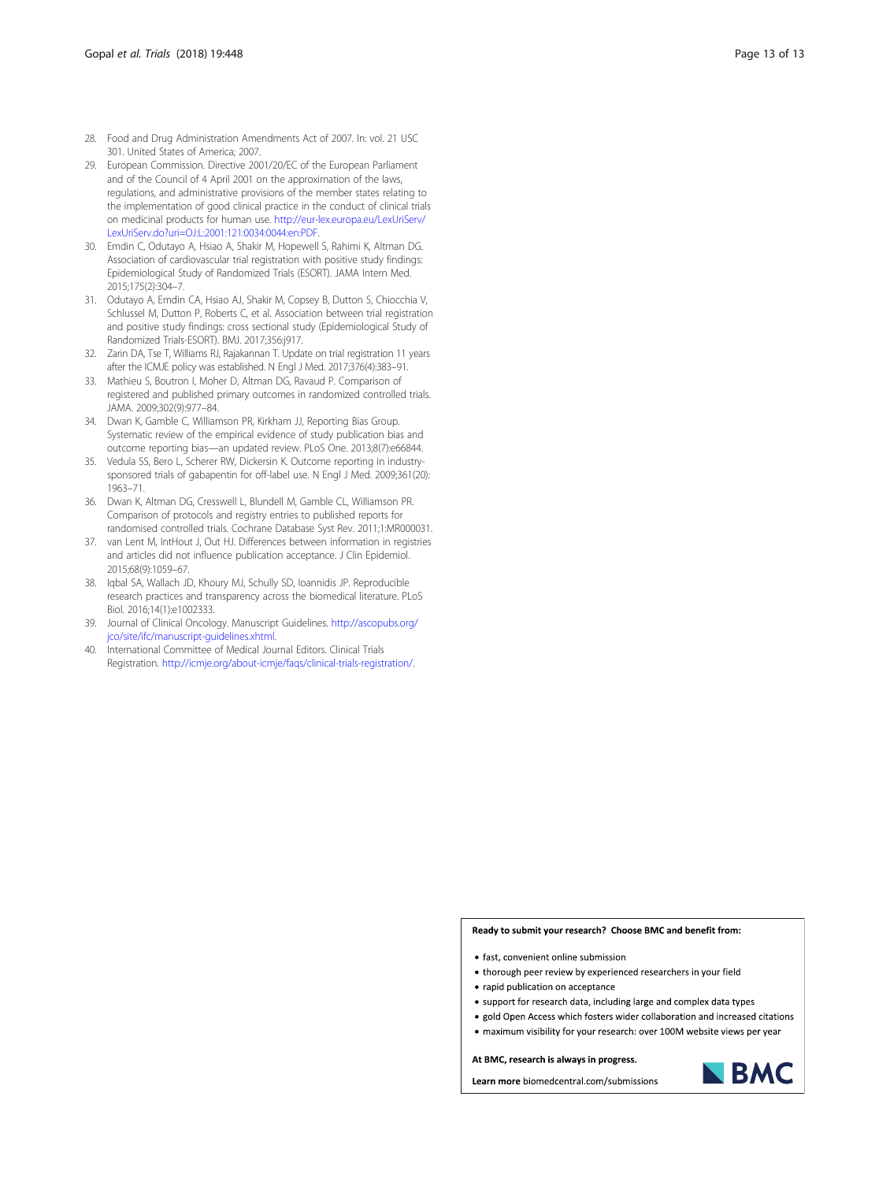28. Food and Drug Administration Amendments Act of 2007. In: vol. 21 USC 301. United States of America; 2007.
29. European Commission. Directive 2001/20/EC of the European Parliament and of the Council of 4 April 2001 on the approximation of the laws, regulations, and administrative provisions of the member states relating to the implementation of good clinical practice in the conduct of clinical trials on medicinal products for human use. http://eur-lex.europa.eu/LexUriServ/LexUriServ.do?uri=OJ:L:2001:121:0034:0044:en:PDF.
30. Emdin C, Odutayo A, Hsiao A, Shakir M, Hopewell S, Rahimi K, Altman DG. Association of cardiovascular trial registration with positive study findings: Epidemiological Study of Randomized Trials (ESORT). JAMA Intern Med. 2015;175(2):304–7.
31. Odutayo A, Emdin CA, Hsiao AJ, Shakir M, Copsey B, Dutton S, Chiocchia V, Schlussel M, Dutton P, Roberts C, et al. Association between trial registration and positive study findings: cross sectional study (Epidemiological Study of Randomized Trials-ESORT). BMJ. 2017;356:j917.
32. Zarin DA, Tse T, Williams RJ, Rajakannan T. Update on trial registration 11 years after the ICMJE policy was established. N Engl J Med. 2017;376(4):383–91.
33. Mathieu S, Boutron I, Moher D, Altman DG, Ravaud P. Comparison of registered and published primary outcomes in randomized controlled trials. JAMA. 2009;302(9):977–84.
34. Dwan K, Gamble C, Williamson PR, Kirkham JJ, Reporting Bias Group. Systematic review of the empirical evidence of study publication bias and outcome reporting bias—an updated review. PLoS One. 2013;8(7):e66844.
35. Vedula SS, Bero L, Scherer RW, Dickersin K. Outcome reporting in industry-sponsored trials of gabapentin for off-label use. N Engl J Med. 2009;361(20):1963–71.
36. Dwan K, Altman DG, Cresswell L, Blundell M, Gamble CL, Williamson PR. Comparison of protocols and registry entries to published reports for randomised controlled trials. Cochrane Database Syst Rev. 2011;1:MR000031.
37. van Lent M, IntHout J, Out HJ. Differences between information in registries and articles did not influence publication acceptance. J Clin Epidemiol. 2015;68(9):1059–67.
38. Iqbal SA, Wallach JD, Khoury MJ, Schully SD, Ioannidis JP. Reproducible research practices and transparency across the biomedical literature. PLoS Biol. 2016;14(1):e1002333.
39. Journal of Clinical Oncology. Manuscript Guidelines. http://ascopubs.org/jco/site/ifc/manuscript-guidelines.xhtml.
40. International Committee of Medical Journal Editors. Clinical Trials Registration. http://icmje.org/about-icmje/faqs/clinical-trials-registration/.

**Ready to submit your research? Choose BMC and benefit from:**

- fast, convenient online submission
- thorough peer review by experienced researchers in your field
- rapid publication on acceptance
- support for research data, including large and complex data types
- gold Open Access which fosters wider collaboration and increased citations
- maximum visibility for your research: over 100M website views per year

**At BMC, research is always in progress.**

**Learn more** biomedcentral.com/submissions

BMC